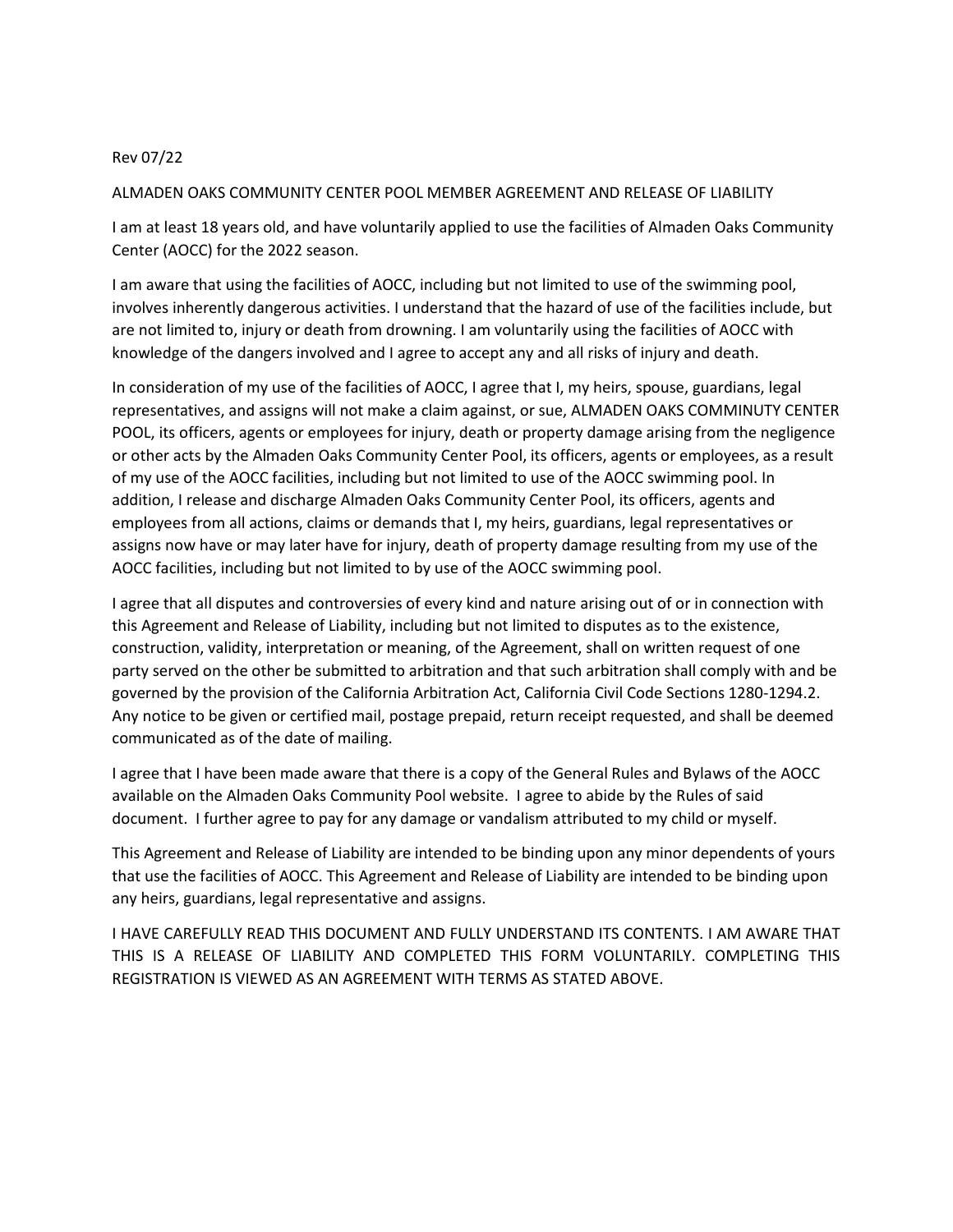Rev 07/22

ALMADEN OAKS COMMUNITY CENTER POOL MEMBER AGREEMENT AND RELEASE OF LIABILITY

I am at least 18 years old, and have voluntarily applied to use the facilities of Almaden Oaks Community Center (AOCC) for the 2022 season.

I am aware that using the facilities of AOCC, including but not limited to use of the swimming pool, involves inherently dangerous activities. I understand that the hazard of use of the facilities include, but are not limited to, injury or death from drowning. I am voluntarily using the facilities of AOCC with knowledge of the dangers involved and I agree to accept any and all risks of injury and death.

In consideration of my use of the facilities of AOCC, I agree that I, my heirs, spouse, guardians, legal representatives, and assigns will not make a claim against, or sue, ALMADEN OAKS COMMINUTY CENTER POOL, its officers, agents or employees for injury, death or property damage arising from the negligence or other acts by the Almaden Oaks Community Center Pool, its officers, agents or employees, as a result of my use of the AOCC facilities, including but not limited to use of the AOCC swimming pool. In addition, I release and discharge Almaden Oaks Community Center Pool, its officers, agents and employees from all actions, claims or demands that I, my heirs, guardians, legal representatives or assigns now have or may later have for injury, death of property damage resulting from my use of the AOCC facilities, including but not limited to by use of the AOCC swimming pool.

I agree that all disputes and controversies of every kind and nature arising out of or in connection with this Agreement and Release of Liability, including but not limited to disputes as to the existence, construction, validity, interpretation or meaning, of the Agreement, shall on written request of one party served on the other be submitted to arbitration and that such arbitration shall comply with and be governed by the provision of the California Arbitration Act, California Civil Code Sections 1280-1294.2. Any notice to be given or certified mail, postage prepaid, return receipt requested, and shall be deemed communicated as of the date of mailing.

I agree that I have been made aware that there is a copy of the General Rules and Bylaws of the AOCC available on the Almaden Oaks Community Pool website. I agree to abide by the Rules of said document. I further agree to pay for any damage or vandalism attributed to my child or myself.

This Agreement and Release of Liability are intended to be binding upon any minor dependents of yours that use the facilities of AOCC. This Agreement and Release of Liability are intended to be binding upon any heirs, guardians, legal representative and assigns.

I HAVE CAREFULLY READ THIS DOCUMENT AND FULLY UNDERSTAND ITS CONTENTS. I AM AWARE THAT THIS IS A RELEASE OF LIABILITY AND COMPLETED THIS FORM VOLUNTARILY. COMPLETING THIS REGISTRATION IS VIEWED AS AN AGREEMENT WITH TERMS AS STATED ABOVE.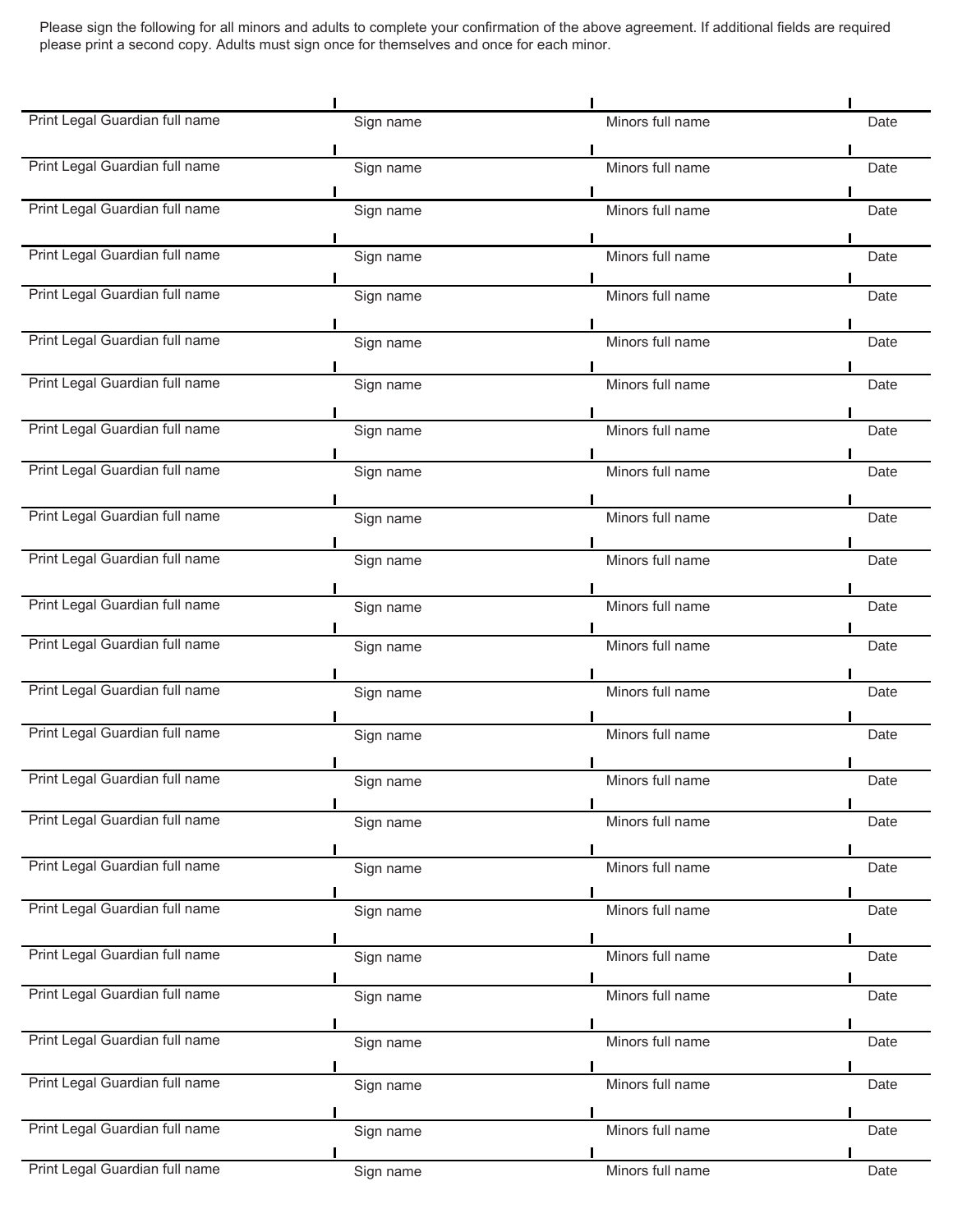Please sign the following for all minors and adults to complete your confirmation of the above agreement. If additional fields are required please print a second copy. Adults must sign once for themselves and once for each minor.

| Print Legal Guardian full name | Sign name | Minors full name | Date |
|---|---|---|---|
| | | | |
| | | | |
| | | | |
| | | | |
| | | | |
| | | | |
| | | | |
| | | | |
| | | | |
| | | | |
| | | | |
| | | | |
| | | | |
| | | | |
| | | | |
| | | | |
| | | | |
| | | | |
| | | | |
| | | | |
| | | | |
| | | | |
| | | | |
| | | | |
| | | | |